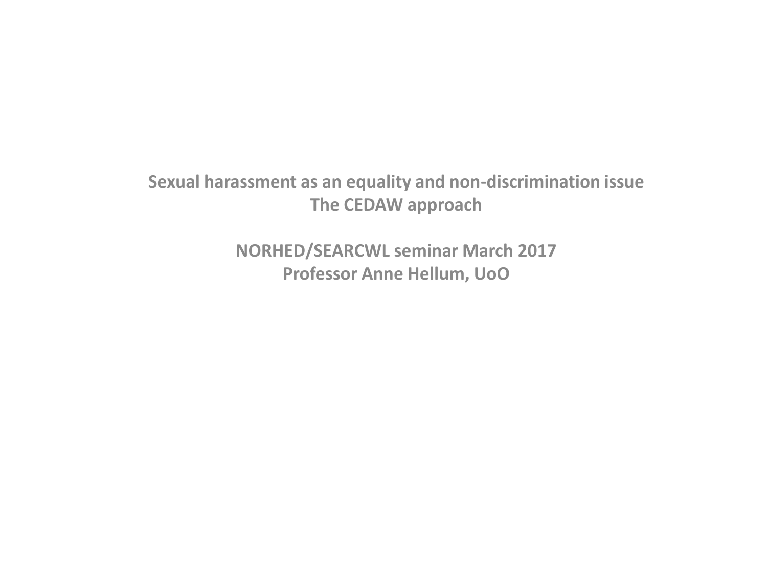# Sexual harassment as an equality and non-discrimination issue
## The CEDAW approach

**NORHED/SEARCWL seminar March 2017**
**Professor Anne Hellum, UoO**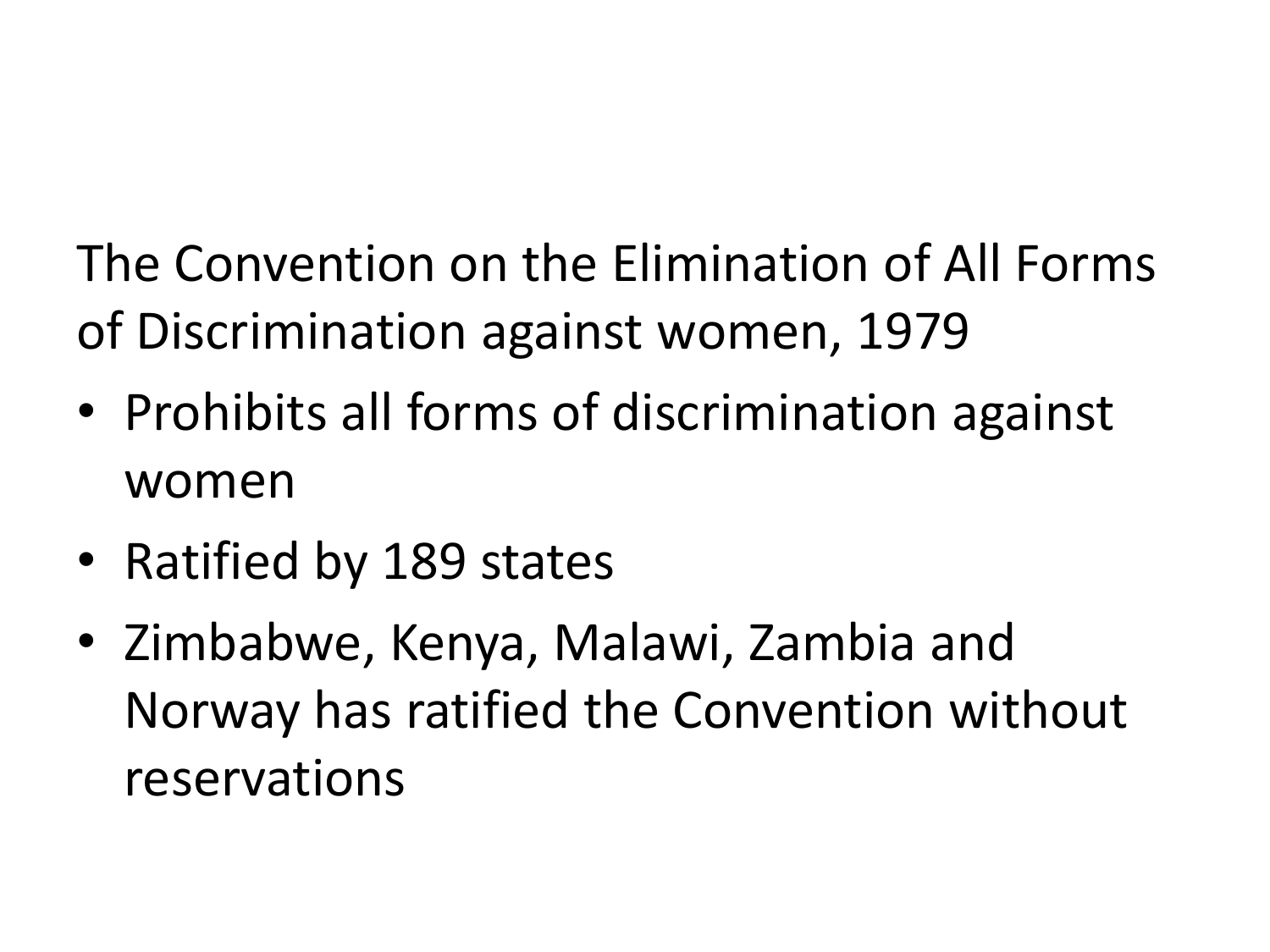The Convention on the Elimination of All Forms of Discrimination against women, 1979

- Prohibits all forms of discrimination against women
- Ratified by 189 states
- Zimbabwe, Kenya, Malawi, Zambia and Norway has ratified the Convention without reservations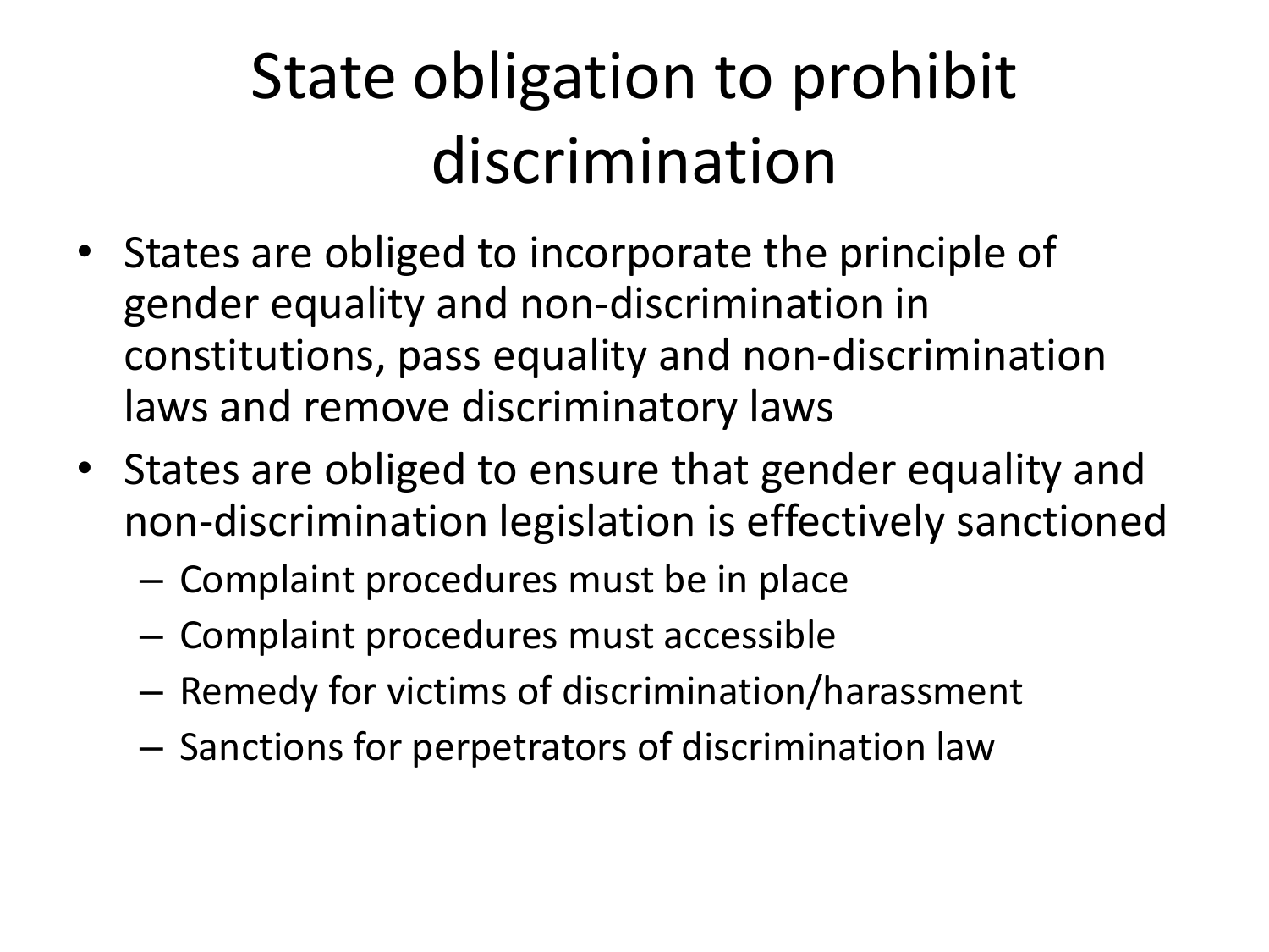# State obligation to prohibit discrimination

- States are obliged to incorporate the principle of gender equality and non-discrimination in constitutions, pass equality and non-discrimination laws and remove discriminatory laws
- States are obliged to ensure that gender equality and non-discrimination legislation is effectively sanctioned
  - Complaint procedures must be in place
  - Complaint procedures must accessible
  - Remedy for victims of discrimination/harassment
  - Sanctions for perpetrators of discrimination law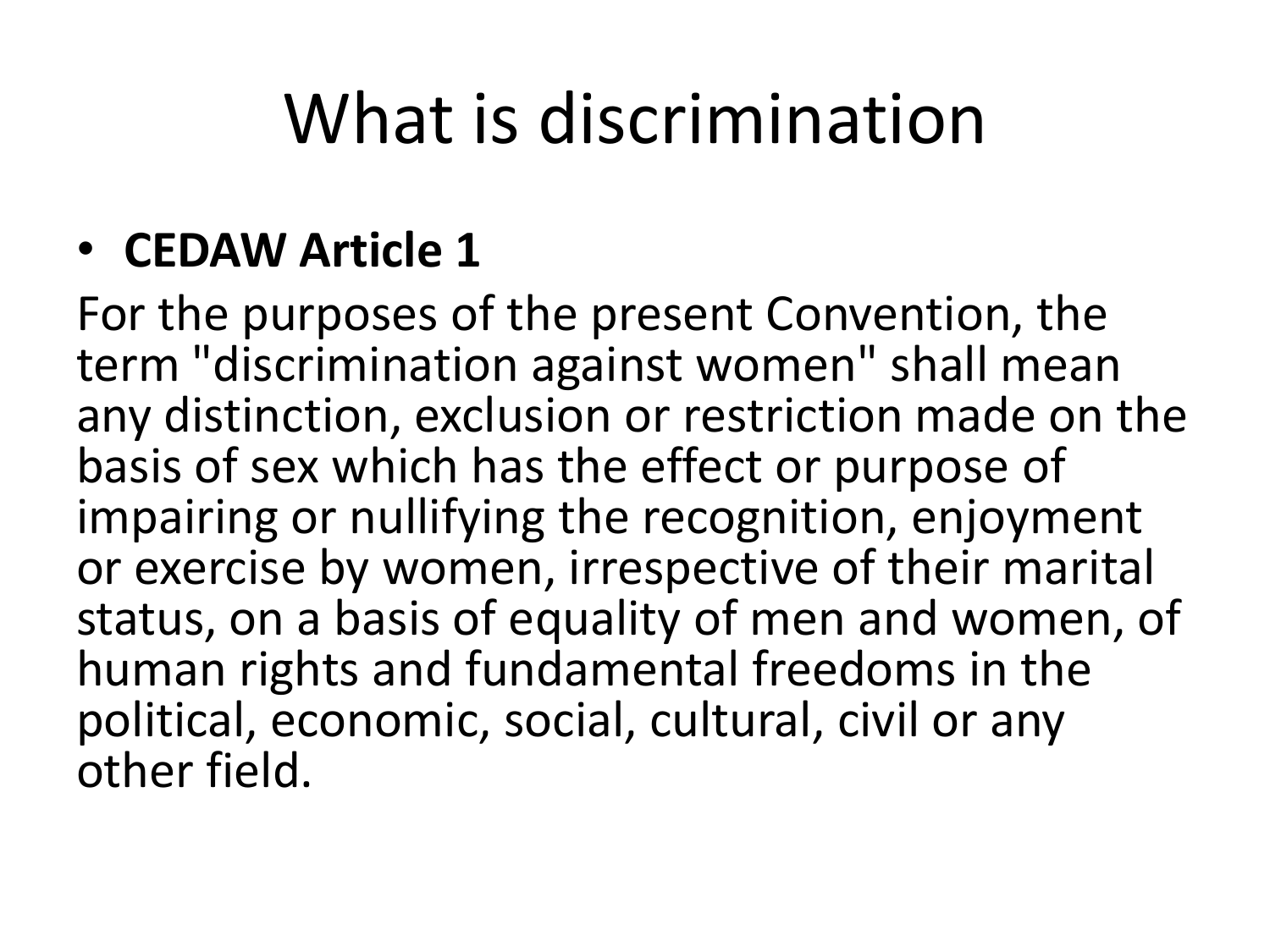# What is discrimination

- **CEDAW Article 1**

For the purposes of the present Convention, the term "discrimination against women" shall mean any distinction, exclusion or restriction made on the basis of sex which has the effect or purpose of impairing or nullifying the recognition, enjoyment or exercise by women, irrespective of their marital status, on a basis of equality of men and women, of human rights and fundamental freedoms in the political, economic, social, cultural, civil or any other field.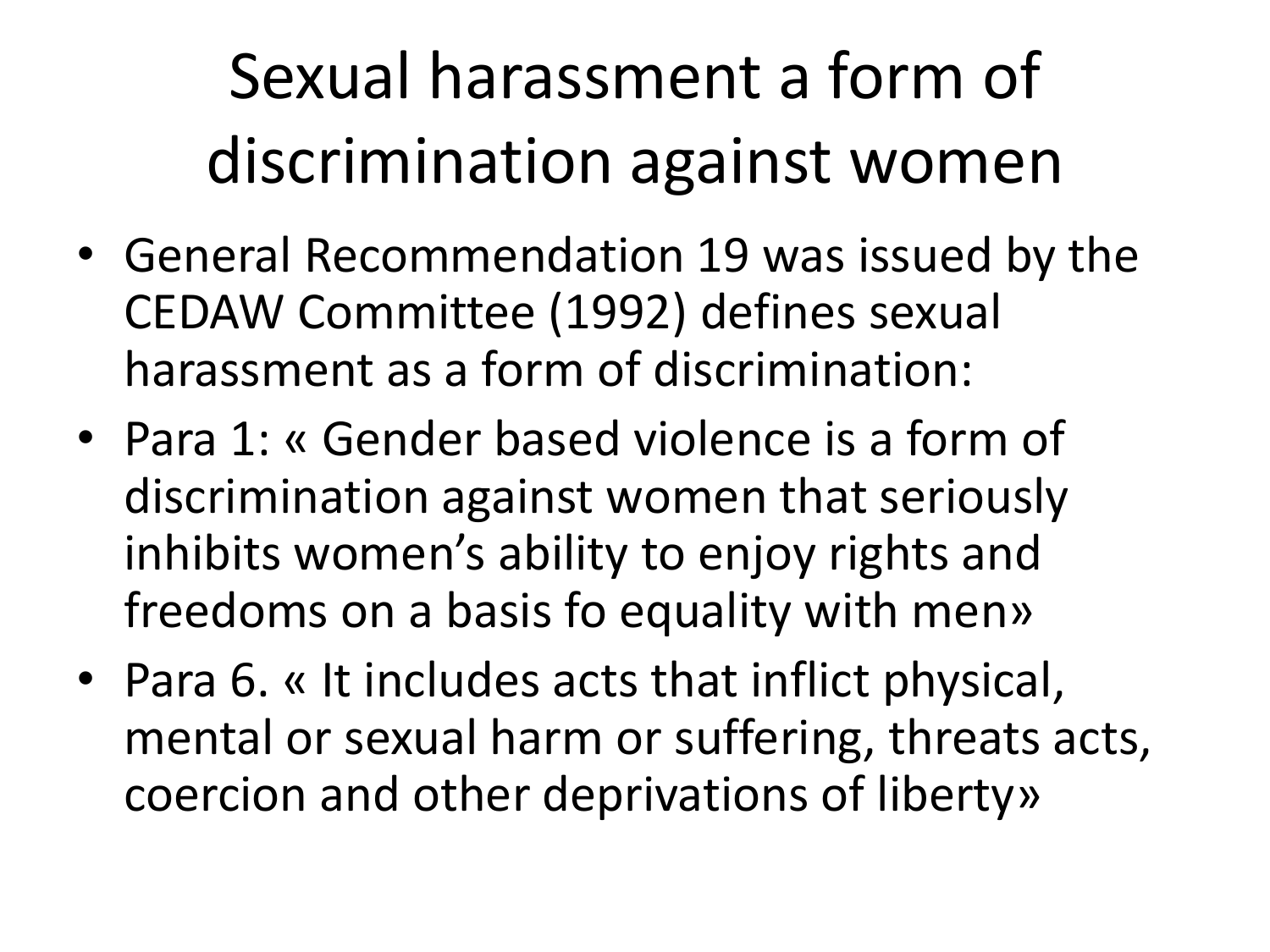# Sexual harassment a form of discrimination against women

- General Recommendation 19 was issued by the CEDAW Committee (1992) defines sexual harassment as a form of discrimination:
- Para 1: « Gender based violence is a form of discrimination against women that seriously inhibits women's ability to enjoy rights and freedoms on a basis fo equality with men»
- Para 6. « It includes acts that inflict physical, mental or sexual harm or suffering, threats acts, coercion and other deprivations of liberty»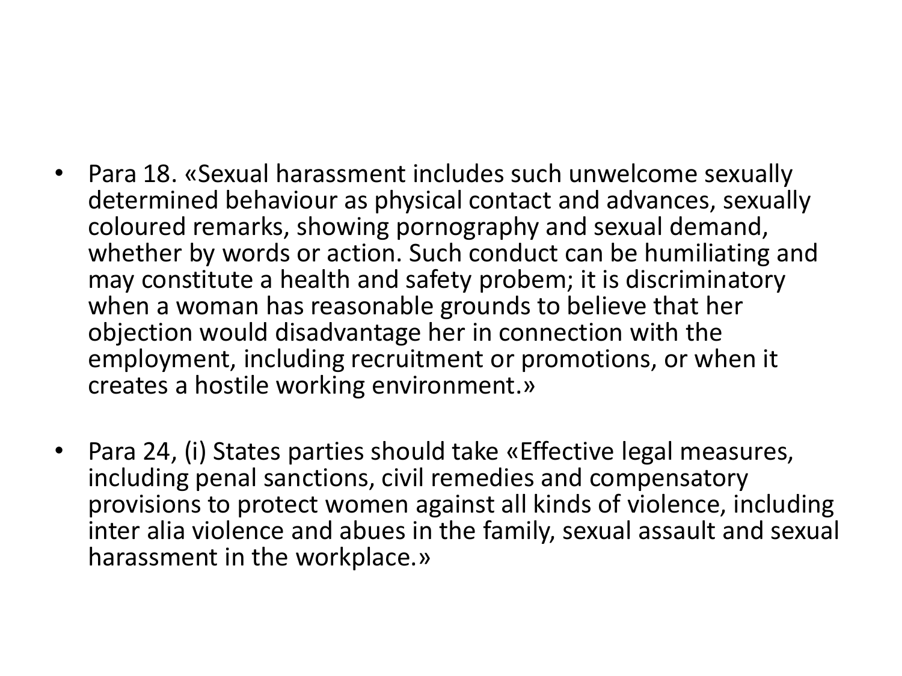- Para 18. «Sexual harassment includes such unwelcome sexually determined behaviour as physical contact and advances, sexually coloured remarks, showing pornography and sexual demand, whether by words or action. Such conduct can be humiliating and may constitute a health and safety probem; it is discriminatory when a woman has reasonable grounds to believe that her objection would disadvantage her in connection with the employment, including recruitment or promotions, or when it creates a hostile working environment.»

- Para 24, (i) States parties should take «Effective legal measures, including penal sanctions, civil remedies and compensatory provisions to protect women against all kinds of violence, including inter alia violence and abues in the family, sexual assault and sexual harassment in the workplace.»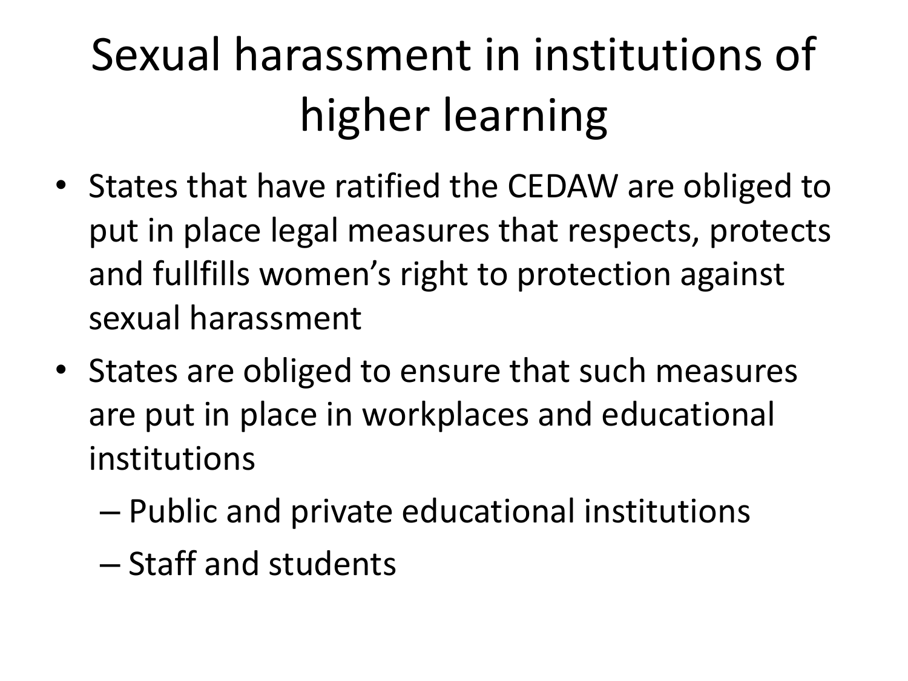# Sexual harassment in institutions of higher learning

- States that have ratified the CEDAW are obliged to put in place legal measures that respects, protects and fullfills women's right to protection against sexual harassment
- States are obliged to ensure that such measures are put in place in workplaces and educational institutions
  - Public and private educational institutions
  - Staff and students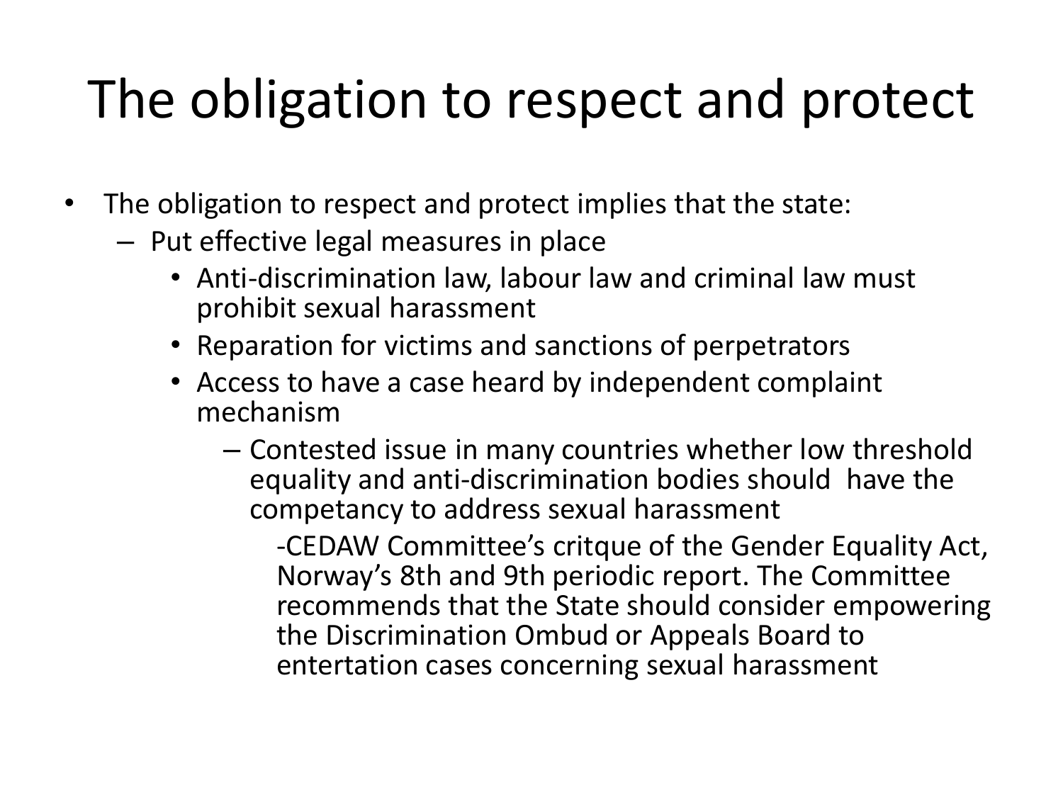# The obligation to respect and protect

- The obligation to respect and protect implies that the state:
  - Put effective legal measures in place
    - Anti-discrimination law, labour law and criminal law must prohibit sexual harassment
    - Reparation for victims and sanctions of perpetrators
    - Access to have a case heard by independent complaint mechanism
      - Contested issue in many countries whether low threshold equality and anti-discrimination bodies should have the competancy to address sexual harassment

        -CEDAW Committee's critque of the Gender Equality Act, Norway's 8th and 9th periodic report. The Committee recommends that the State should consider empowering the Discrimination Ombud or Appeals Board to entertation cases concerning sexual harassment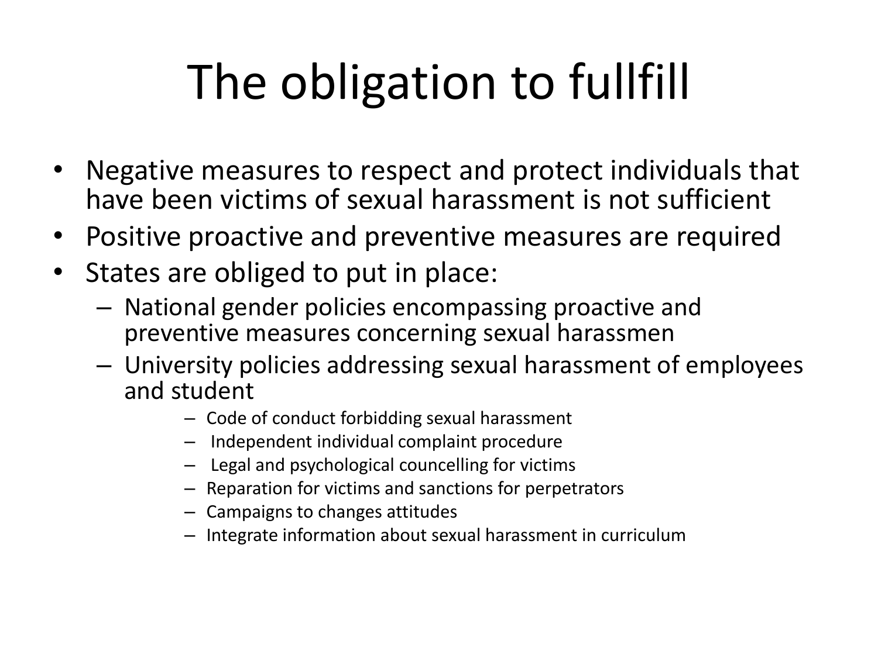# The obligation to fullfill

- Negative measures to respect and protect individuals that have been victims of sexual harassment is not sufficient
- Positive proactive and preventive measures are required
- States are obliged to put in place:
  - National gender policies encompassing proactive and preventive measures concerning sexual harassmen
  - University policies addressing sexual harassment of employees and student
    - Code of conduct forbidding sexual harassment
    - Independent individual complaint procedure
    - Legal and psychological councelling for victims
    - Reparation for victims and sanctions for perpetrators
    - Campaigns to changes attitudes
    - Integrate information about sexual harassment in curriculum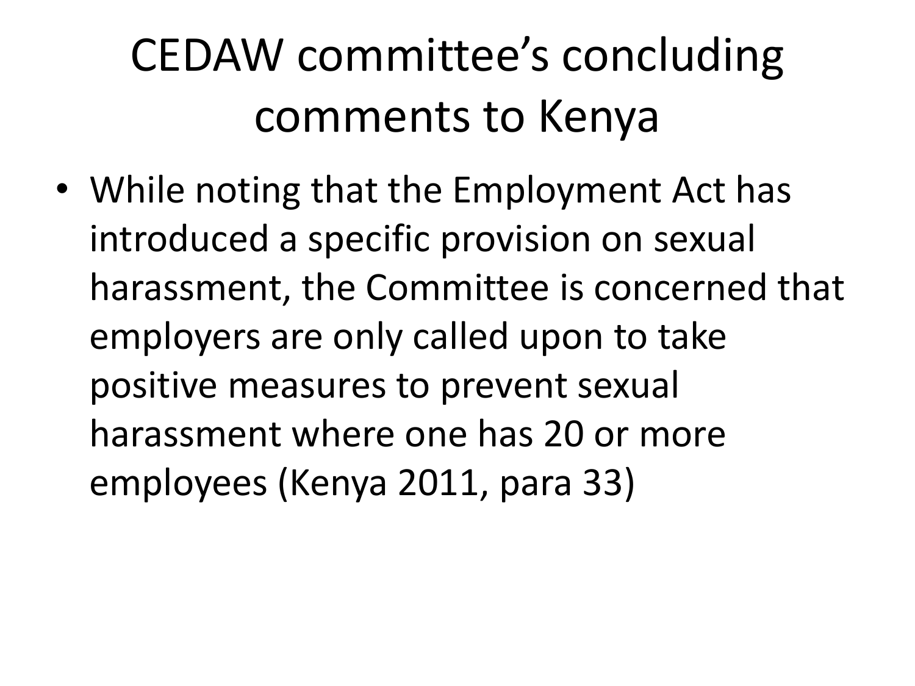# CEDAW committee's concluding comments to Kenya

- While noting that the Employment Act has introduced a specific provision on sexual harassment, the Committee is concerned that employers are only called upon to take positive measures to prevent sexual harassment where one has 20 or more employees (Kenya 2011, para 33)